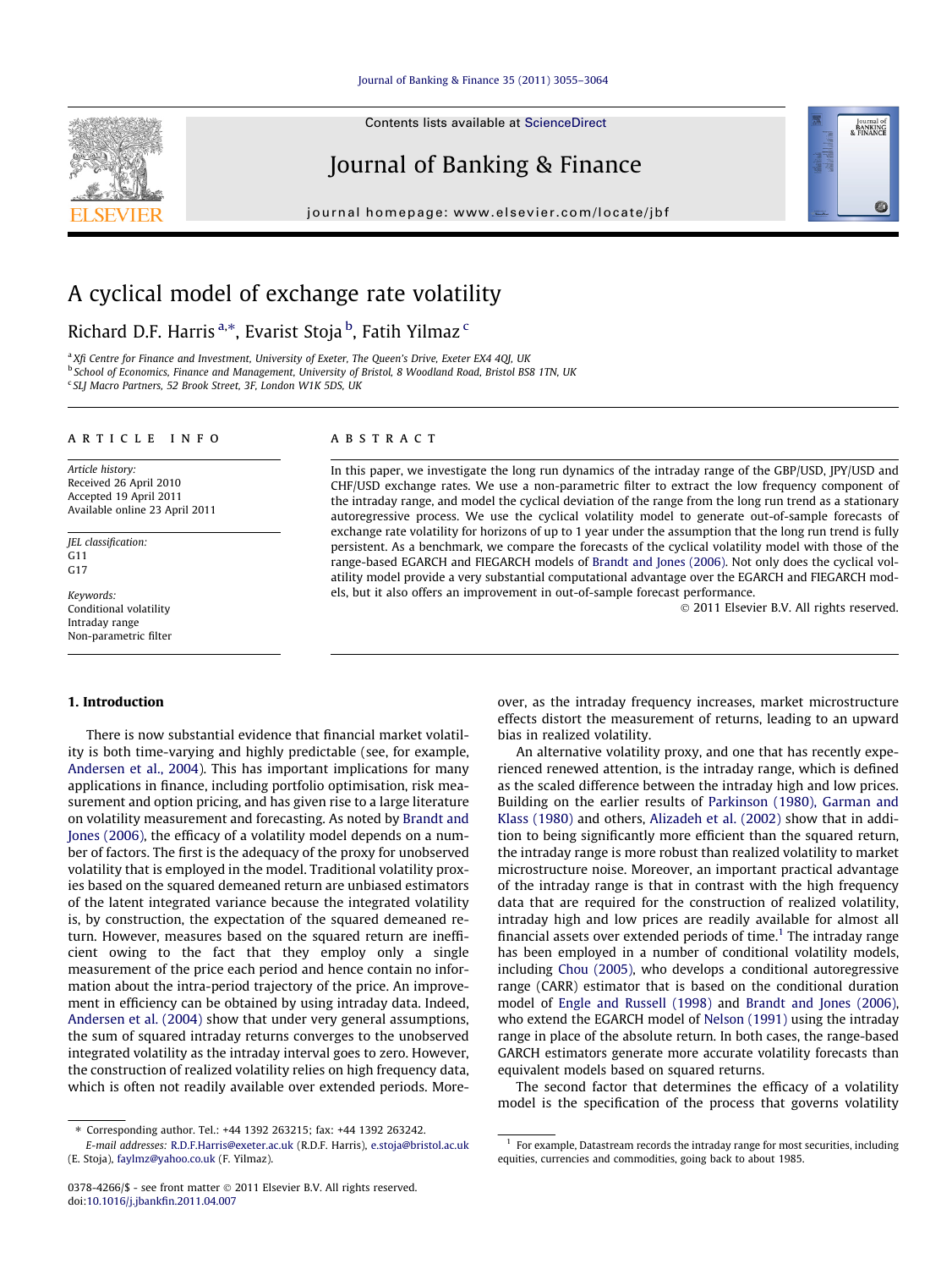# A cyclical model of exchange rate volatility

Richard D.F. Harris [a,*], Evarist Stoja [b], Fatih Yilmaz [c]

[a] Xfi Centre for Finance and Investment, University of Exeter, The Queen's Drive, Exeter EX4 4QJ, UK
[b] School of Economics, Finance and Management, University of Bristol, 8 Woodland Road, Bristol BS8 1TN, UK
[c] SLJ Macro Partners, 52 Brook Street, 3F, London W1K 5DS, UK

**ARTICLE INFO**

*Article history:*
Received 26 April 2010
Accepted 19 April 2011
Available online 23 April 2011

*JEL classification:*
G11
G17

*Keywords:*
Conditional volatility
Intraday range
Non-parametric filter

**ABSTRACT**

In this paper, we investigate the long run dynamics of the intraday range of the GBP/USD, JPY/USD and CHF/USD exchange rates. We use a non-parametric filter to extract the low frequency component of the intraday range, and model the cyclical deviation of the range from the long run trend as a stationary autoregressive process. We use the cyclical volatility model to generate out-of-sample forecasts of exchange rate volatility for horizons of up to 1 year under the assumption that the long run trend is fully persistent. As a benchmark, we compare the forecasts of the cyclical volatility model with those of the range-based EGARCH and FIEGARCH models of Brandt and Jones (2006). Not only does the cyclical volatility model provide a very substantial computational advantage over the EGARCH and FIEGARCH models, but it also offers an improvement in out-of-sample forecast performance.

© 2011 Elsevier B.V. All rights reserved.

## 1. Introduction

There is now substantial evidence that financial market volatility is both time-varying and highly predictable (see, for example, Andersen et al., 2004). This has important implications for many applications in finance, including portfolio optimisation, risk measurement and option pricing, and has given rise to a large literature on volatility measurement and forecasting. As noted by Brandt and Jones (2006), the efficacy of a volatility model depends on a number of factors. The first is the adequacy of the proxy for unobserved volatility that is employed in the model. Traditional volatility proxies based on the squared demeaned return are unbiased estimators of the latent integrated variance because the integrated volatility is, by construction, the expectation of the squared demeaned return. However, measures based on the squared return are inefficient owing to the fact that they employ only a single measurement of the price each period and hence contain no information about the intra-period trajectory of the price. An improvement in efficiency can be obtained by using intraday data. Indeed, Andersen et al. (2004) show that under very general assumptions, the sum of squared intraday returns converges to the unobserved integrated volatility as the intraday interval goes to zero. However, the construction of realized volatility relies on high frequency data, which is often not readily available over extended periods. Moreover, as the intraday frequency increases, market microstructure effects distort the measurement of returns, leading to an upward bias in realized volatility.

An alternative volatility proxy, and one that has recently experienced renewed attention, is the intraday range, which is defined as the scaled difference between the intraday high and low prices. Building on the earlier results of Parkinson (1980), Garman and Klass (1980) and others, Alizadeh et al. (2002) show that in addition to being significantly more efficient than the squared return, the intraday range is more robust than realized volatility to market microstructure noise. Moreover, an important practical advantage of the intraday range is that in contrast with the high frequency data that are required for the construction of realized volatility, intraday high and low prices are readily available for almost all financial assets over extended periods of time.[1] The intraday range has been employed in a number of conditional volatility models, including Chou (2005), who develops a conditional autoregressive range (CARR) estimator that is based on the conditional duration model of Engle and Russell (1998) and Brandt and Jones (2006), who extend the EGARCH model of Nelson (1991) using the intraday range in place of the absolute return. In both cases, the range-based GARCH estimators generate more accurate volatility forecasts than equivalent models based on squared returns.

The second factor that determines the efficacy of a volatility model is the specification of the process that governs volatility

---

* Corresponding author. Tel.: +44 1392 263215; fax: +44 1392 263242.
*E-mail addresses:* R.D.F.Harris@exeter.ac.uk (R.D.F. Harris), e.stoja@bristol.ac.uk (E. Stoja), faylmz@yahoo.co.uk (F. Yilmaz).

[1] For example, Datastream records the intraday range for most securities, including equities, currencies and commodities, going back to about 1985.

0378-4266/$ - see front matter © 2011 Elsevier B.V. All rights reserved.
doi:10.1016/j.jbankfin.2011.04.007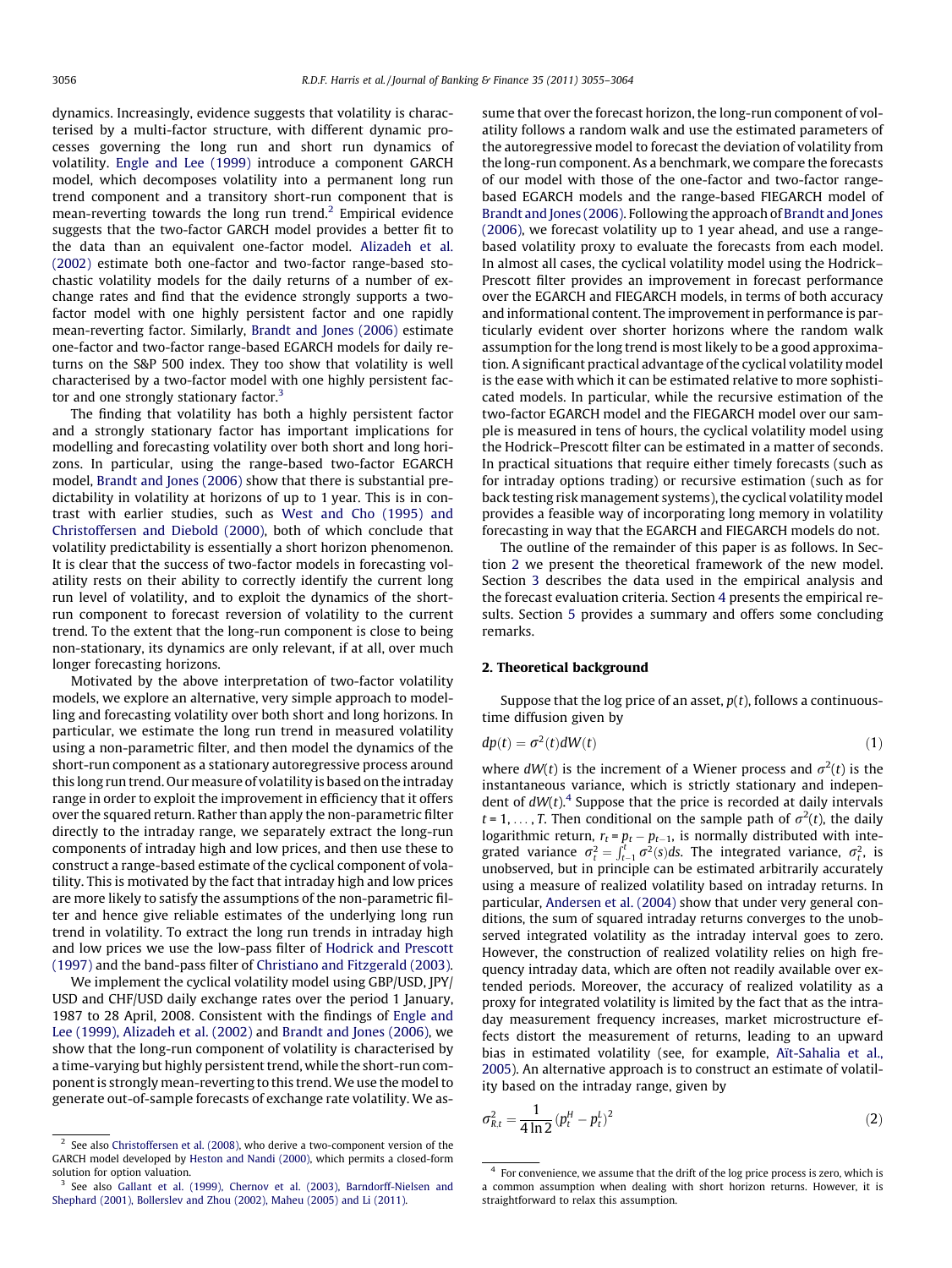dynamics. Increasingly, evidence suggests that volatility is characterised by a multi-factor structure, with different dynamic processes governing the long run and short run dynamics of volatility. Engle and Lee (1999) introduce a component GARCH model, which decomposes volatility into a permanent long run trend component and a transitory short-run component that is mean-reverting towards the long run trend.[2] Empirical evidence suggests that the two-factor GARCH model provides a better fit to the data than an equivalent one-factor model. Alizadeh et al. (2002) estimate both one-factor and two-factor range-based stochastic volatility models for the daily returns of a number of exchange rates and find that the evidence strongly supports a two-factor model with one highly persistent factor and one rapidly mean-reverting factor. Similarly, Brandt and Jones (2006) estimate one-factor and two-factor range-based EGARCH models for daily returns on the S&P 500 index. They too show that volatility is well characterised by a two-factor model with one highly persistent factor and one strongly stationary factor.[3]

The finding that volatility has both a highly persistent factor and a strongly stationary factor has important implications for modelling and forecasting volatility over both short and long horizons. In particular, using the range-based two-factor EGARCH model, Brandt and Jones (2006) show that there is substantial predictability in volatility at horizons of up to 1 year. This is in contrast with earlier studies, such as West and Cho (1995) and Christoffersen and Diebold (2000), both of which conclude that volatility predictability is essentially a short horizon phenomenon. It is clear that the success of two-factor models in forecasting volatility rests on their ability to correctly identify the current long run level of volatility, and to exploit the dynamics of the short-run component to forecast reversion of volatility to the current trend. To the extent that the long-run component is close to being non-stationary, its dynamics are only relevant, if at all, over much longer forecasting horizons.

Motivated by the above interpretation of two-factor volatility models, we explore an alternative, very simple approach to modelling and forecasting volatility over both short and long horizons. In particular, we estimate the long run trend in measured volatility using a non-parametric filter, and then model the dynamics of the short-run component as a stationary autoregressive process around this long run trend. Our measure of volatility is based on the intraday range in order to exploit the improvement in efficiency that it offers over the squared return. Rather than apply the non-parametric filter directly to the intraday range, we separately extract the long-run components of intraday high and low prices, and then use these to construct a range-based estimate of the cyclical component of volatility. This is motivated by the fact that intraday high and low prices are more likely to satisfy the assumptions of the non-parametric filter and hence give reliable estimates of the underlying long run trend in volatility. To extract the long run trends in intraday high and low prices we use the low-pass filter of Hodrick and Prescott (1997) and the band-pass filter of Christiano and Fitzgerald (2003).

We implement the cyclical volatility model using GBP/USD, JPY/USD and CHF/USD daily exchange rates over the period 1 January, 1987 to 28 April, 2008. Consistent with the findings of Engle and Lee (1999), Alizadeh et al. (2002) and Brandt and Jones (2006), we show that the long-run component of volatility is characterised by a time-varying but highly persistent trend, while the short-run component is strongly mean-reverting to this trend. We use the model to generate out-of-sample forecasts of exchange rate volatility. We assume that over the forecast horizon, the long-run component of volatility follows a random walk and use the estimated parameters of the autoregressive model to forecast the deviation of volatility from the long-run component. As a benchmark, we compare the forecasts of our model with those of the one-factor and two-factor range-based EGARCH models and the range-based FIEGARCH model of Brandt and Jones (2006). Following the approach of Brandt and Jones (2006), we forecast volatility up to 1 year ahead, and use a range-based volatility proxy to evaluate the forecasts from each model. In almost all cases, the cyclical volatility model using the Hodrick–Prescott filter provides an improvement in forecast performance over the EGARCH and FIEGARCH models, in terms of both accuracy and informational content. The improvement in performance is particularly evident over shorter horizons where the random walk assumption for the long trend is most likely to be a good approximation. A significant practical advantage of the cyclical volatility model is the ease with which it can be estimated relative to more sophisticated models. In particular, while the recursive estimation of the two-factor EGARCH model and the FIEGARCH model over our sample is measured in tens of hours, the cyclical volatility model using the Hodrick–Prescott filter can be estimated in a matter of seconds. In practical situations that require either timely forecasts (such as for intraday options trading) or recursive estimation (such as for back testing risk management systems), the cyclical volatility model provides a feasible way of incorporating long memory in volatility forecasting in way that the EGARCH and FIEGARCH models do not.

The outline of the remainder of this paper is as follows. In Section 2 we present the theoretical framework of the new model. Section 3 describes the data used in the empirical analysis and the forecast evaluation criteria. Section 4 presents the empirical results. Section 5 provides a summary and offers some concluding remarks.

## 2. Theoretical background

Suppose that the log price of an asset, $p(t)$, follows a continuous-time diffusion given by

$$dp(t) = \sigma^2(t)dW(t) \tag{1}$$

where $dW(t)$ is the increment of a Wiener process and $\sigma^2(t)$ is the instantaneous variance, which is strictly stationary and independent of $dW(t)$.[4] Suppose that the price is recorded at daily intervals $t = 1, \ldots, T$. Then conditional on the sample path of $\sigma^2(t)$, the daily logarithmic return, $r_t = p_t - p_{t-1}$, is normally distributed with integrated variance $\sigma_t^2 = \int_{t-1}^{t} \sigma^2(s)ds$. The integrated variance, $\sigma_t^2$, is unobserved, but in principle can be estimated arbitrarily accurately using a measure of realized volatility based on intraday returns. In particular, Andersen et al. (2004) show that under very general conditions, the sum of squared intraday returns converges to the unobserved integrated volatility as the intraday interval goes to zero. However, the construction of realized volatility relies on high frequency intraday data, which are often not readily available over extended periods. Moreover, the accuracy of realized volatility as a proxy for integrated volatility is limited by the fact that as the intraday measurement frequency increases, market microstructure effects distort the measurement of returns, leading to an upward bias in estimated volatility (see, for example, Aït-Sahalia et al., 2005). An alternative approach is to construct an estimate of volatility based on the intraday range, given by

$$\sigma_{R,t}^2 = \frac{1}{4 \ln 2}(p_t^H - p_t^L)^2 \tag{2}$$

[2] See also Christoffersen et al. (2008), who derive a two-component version of the GARCH model developed by Heston and Nandi (2000), which permits a closed-form solution for option valuation.

[3] See also Gallant et al. (1999), Chernov et al. (2003), Barndorff-Nielsen and Shephard (2001), Bollerslev and Zhou (2002), Maheu (2005) and Li (2011).

[4] For convenience, we assume that the drift of the log price process is zero, which is a common assumption when dealing with short horizon returns. However, it is straightforward to relax this assumption.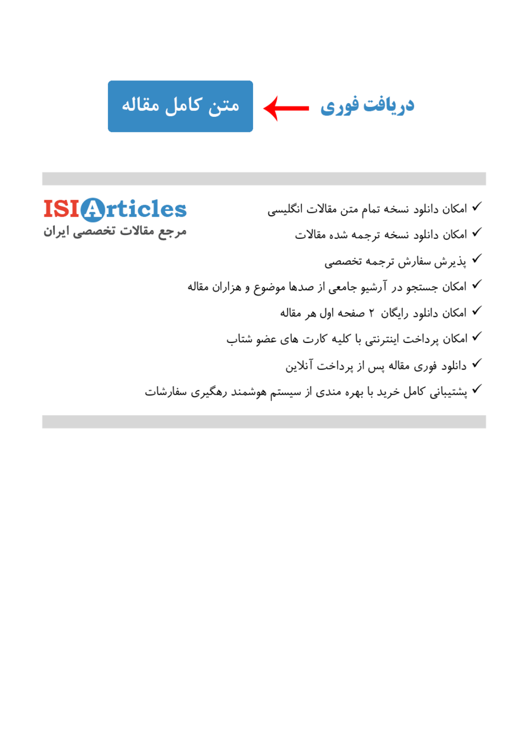دریافت فوری ← **متن کامل مقاله**

---

**ISIArticles**
مرجع مقالات تخصصی ایران

- ✓ امکان دانلود نسخه تمام متن مقالات انگلیسی
- ✓ امکان دانلود نسخه ترجمه شده مقالات
- ✓ پذیرش سفارش ترجمه تخصصی
- ✓ امکان جستجو در آرشیو جامعی از صدها موضوع و هزاران مقاله
- ✓ امکان دانلود رایگان ۲ صفحه اول هر مقاله
- ✓ امکان پرداخت اینترنتی با کلیه کارت های عضو شتاب
- ✓ دانلود فوری مقاله پس از پرداخت آنلاین
- ✓ پشتیبانی کامل خرید با بهره مندی از سیستم هوشمند رهگیری سفارشات

---